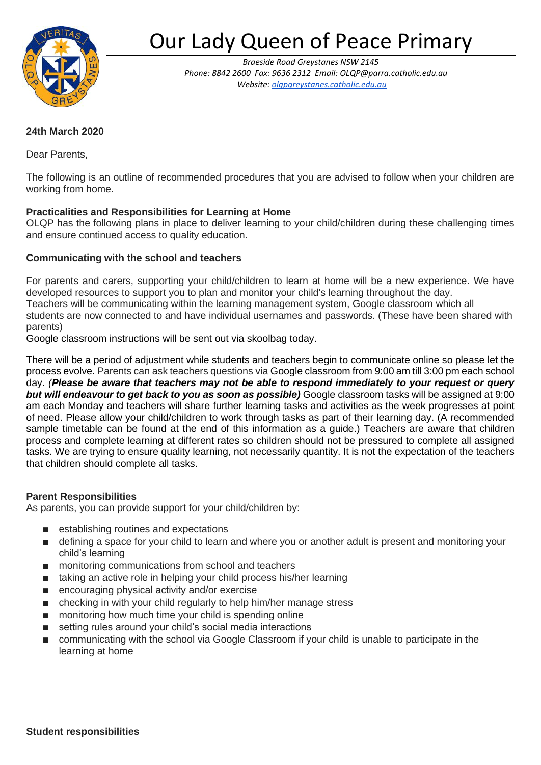# Our Lady Queen of Peace Primary

*Braeside Road Greystanes NSW 2145*
*Phone: 8842 2600 Fax: 9636 2312 Email: OLQP@parra.catholic.edu.au*
*Website: olqpgreystanes.catholic.edu.au*

**24th March 2020**

Dear Parents,

The following is an outline of recommended procedures that you are advised to follow when your children are working from home.

**Practicalities and Responsibilities for Learning at Home**

OLQP has the following plans in place to deliver learning to your child/children during these challenging times and ensure continued access to quality education.

**Communicating with the school and teachers**

For parents and carers, supporting your child/children to learn at home will be a new experience. We have developed resources to support you to plan and monitor your child's learning throughout the day.
Teachers will be communicating within the learning management system, Google classroom which all students are now connected to and have individual usernames and passwords. (These have been shared with parents)
Google classroom instructions will be sent out via skoolbag today.

There will be a period of adjustment while students and teachers begin to communicate online so please let the process evolve. Parents can ask teachers questions via Google classroom from 9:00 am till 3:00 pm each school day. *(**Please be aware that teachers may not be able to respond immediately to your request or query but will endeavour to get back to you as soon as possible)*** Google classroom tasks will be assigned at 9:00 am each Monday and teachers will share further learning tasks and activities as the week progresses at point of need. Please allow your child/children to work through tasks as part of their learning day. (A recommended sample timetable can be found at the end of this information as a guide.) Teachers are aware that children process and complete learning at different rates so children should not be pressured to complete all assigned tasks. We are trying to ensure quality learning, not necessarily quantity. It is not the expectation of the teachers that children should complete all tasks.

**Parent Responsibilities**

As parents, you can provide support for your child/children by:

- establishing routines and expectations
- defining a space for your child to learn and where you or another adult is present and monitoring your child's learning
- monitoring communications from school and teachers
- taking an active role in helping your child process his/her learning
- encouraging physical activity and/or exercise
- checking in with your child regularly to help him/her manage stress
- monitoring how much time your child is spending online
- setting rules around your child's social media interactions
- communicating with the school via Google Classroom if your child is unable to participate in the learning at home

**Student responsibilities**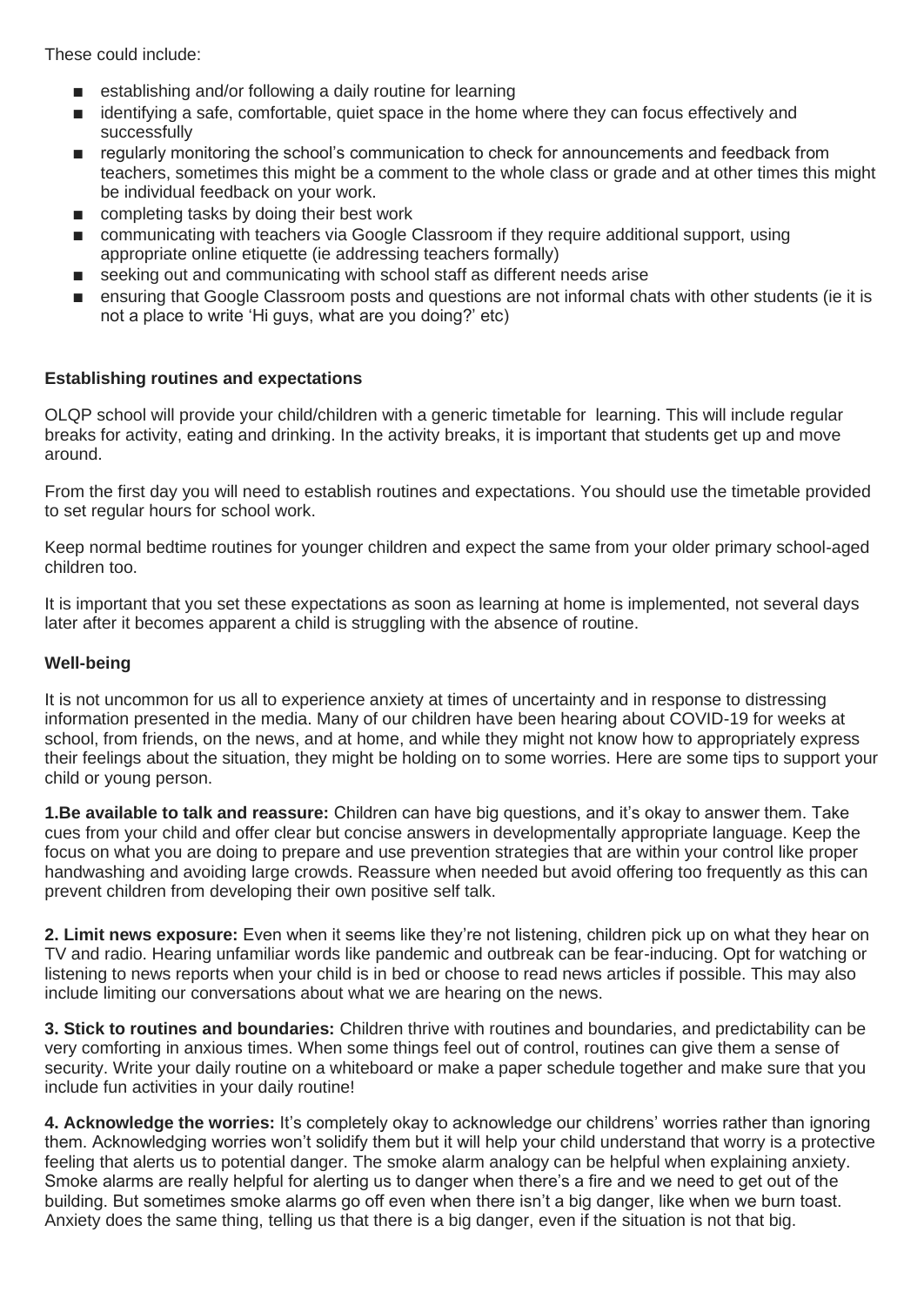These could include:

- establishing and/or following a daily routine for learning
- identifying a safe, comfortable, quiet space in the home where they can focus effectively and successfully
- regularly monitoring the school's communication to check for announcements and feedback from teachers, sometimes this might be a comment to the whole class or grade and at other times this might be individual feedback on your work.
- completing tasks by doing their best work
- communicating with teachers via Google Classroom if they require additional support, using appropriate online etiquette (ie addressing teachers formally)
- seeking out and communicating with school staff as different needs arise
- ensuring that Google Classroom posts and questions are not informal chats with other students (ie it is not a place to write 'Hi guys, what are you doing?' etc)

**Establishing routines and expectations**

OLQP school will provide your child/children with a generic timetable for learning. This will include regular breaks for activity, eating and drinking. In the activity breaks, it is important that students get up and move around.

From the first day you will need to establish routines and expectations. You should use the timetable provided to set regular hours for school work.

Keep normal bedtime routines for younger children and expect the same from your older primary school-aged children too.

It is important that you set these expectations as soon as learning at home is implemented, not several days later after it becomes apparent a child is struggling with the absence of routine.

**Well-being**

It is not uncommon for us all to experience anxiety at times of uncertainty and in response to distressing information presented in the media. Many of our children have been hearing about COVID-19 for weeks at school, from friends, on the news, and at home, and while they might not know how to appropriately express their feelings about the situation, they might be holding on to some worries. Here are some tips to support your child or young person.

**1.Be available to talk and reassure:** Children can have big questions, and it's okay to answer them. Take cues from your child and offer clear but concise answers in developmentally appropriate language. Keep the focus on what you are doing to prepare and use prevention strategies that are within your control like proper handwashing and avoiding large crowds. Reassure when needed but avoid offering too frequently as this can prevent children from developing their own positive self talk.

**2. Limit news exposure:** Even when it seems like they're not listening, children pick up on what they hear on TV and radio. Hearing unfamiliar words like pandemic and outbreak can be fear-inducing. Opt for watching or listening to news reports when your child is in bed or choose to read news articles if possible. This may also include limiting our conversations about what we are hearing on the news.

**3. Stick to routines and boundaries:** Children thrive with routines and boundaries, and predictability can be very comforting in anxious times. When some things feel out of control, routines can give them a sense of security. Write your daily routine on a whiteboard or make a paper schedule together and make sure that you include fun activities in your daily routine!

**4. Acknowledge the worries:** It's completely okay to acknowledge our childrens' worries rather than ignoring them. Acknowledging worries won't solidify them but it will help your child understand that worry is a protective feeling that alerts us to potential danger. The smoke alarm analogy can be helpful when explaining anxiety. Smoke alarms are really helpful for alerting us to danger when there's a fire and we need to get out of the building. But sometimes smoke alarms go off even when there isn't a big danger, like when we burn toast. Anxiety does the same thing, telling us that there is a big danger, even if the situation is not that big.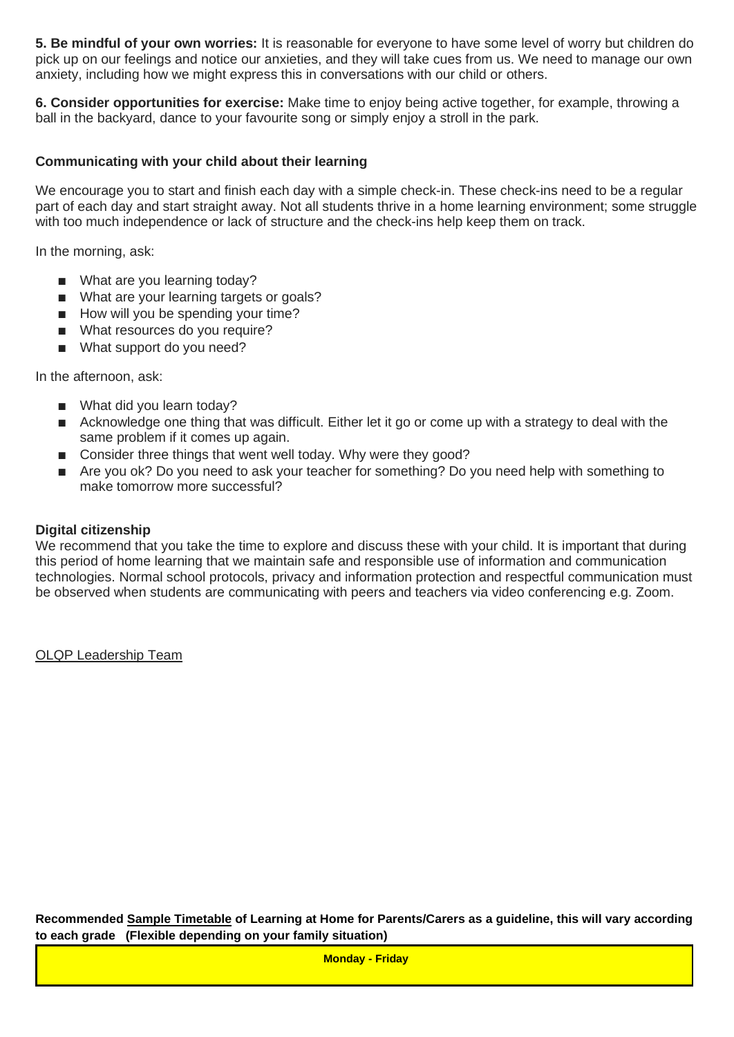**5. Be mindful of your own worries:** It is reasonable for everyone to have some level of worry but children do pick up on our feelings and notice our anxieties, and they will take cues from us. We need to manage our own anxiety, including how we might express this in conversations with our child or others.

**6. Consider opportunities for exercise:** Make time to enjoy being active together, for example, throwing a ball in the backyard, dance to your favourite song or simply enjoy a stroll in the park.

**Communicating with your child about their learning**

We encourage you to start and finish each day with a simple check-in. These check-ins need to be a regular part of each day and start straight away. Not all students thrive in a home learning environment; some struggle with too much independence or lack of structure and the check-ins help keep them on track.

In the morning, ask:

- What are you learning today?
- What are your learning targets or goals?
- How will you be spending your time?
- What resources do you require?
- What support do you need?

In the afternoon, ask:

- What did you learn today?
- Acknowledge one thing that was difficult. Either let it go or come up with a strategy to deal with the same problem if it comes up again.
- Consider three things that went well today. Why were they good?
- Are you ok? Do you need to ask your teacher for something? Do you need help with something to make tomorrow more successful?

**Digital citizenship**

We recommend that you take the time to explore and discuss these with your child. It is important that during this period of home learning that we maintain safe and responsible use of information and communication technologies. Normal school protocols, privacy and information protection and respectful communication must be observed when students are communicating with peers and teachers via video conferencing e.g. Zoom.

OLQP Leadership Team

**Recommended Sample Timetable of Learning at Home for Parents/Carers as a guideline, this will vary according to each grade (Flexible depending on your family situation)**

| **Monday - Friday** |
| --- |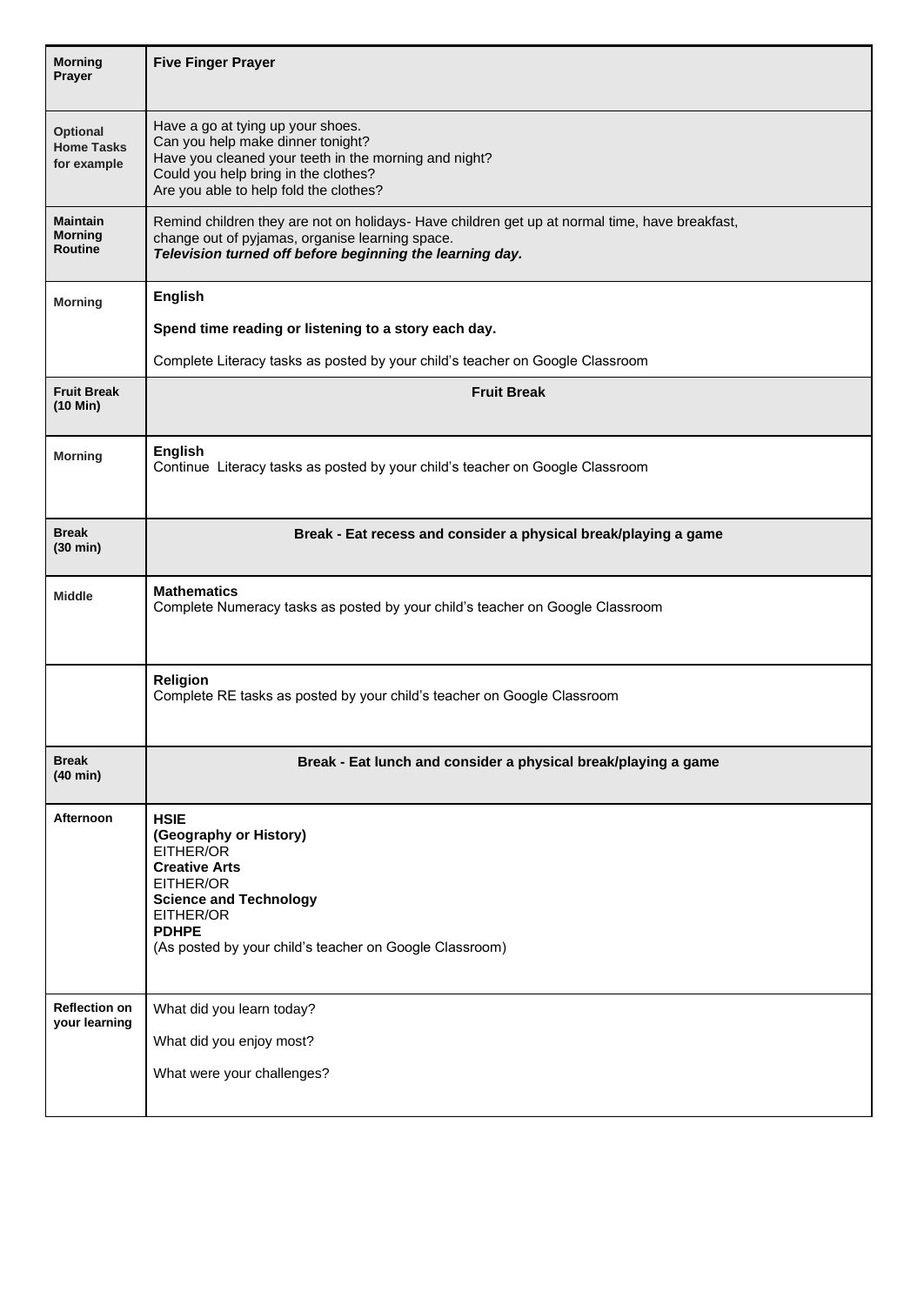| | |
|---|---|
| **Morning Prayer** | **Five Finger Prayer** |
| **Optional Home Tasks for example** | Have a go at tying up your shoes.<br>Can you help make dinner tonight?<br>Have you cleaned your teeth in the morning and night?<br>Could you help bring in the clothes?<br>Are you able to help fold the clothes? |
| **Maintain Morning Routine** | Remind children they are not on holidays- Have children get up at normal time, have breakfast, change out of pyjamas, organise learning space.<br>***Television turned off before beginning the learning day.*** |
| **Morning** | **English**<br><br>**Spend time reading or listening to a story each day.**<br><br>Complete Literacy tasks as posted by your child's teacher on Google Classroom |
| **Fruit Break (10 Min)** | **Fruit Break** |
| **Morning** | **English**<br>Continue Literacy tasks as posted by your child's teacher on Google Classroom |
| **Break (30 min)** | **Break - Eat recess and consider a physical break/playing a game** |
| **Middle** | **Mathematics**<br>Complete Numeracy tasks as posted by your child's teacher on Google Classroom |
| | **Religion**<br>Complete RE tasks as posted by your child's teacher on Google Classroom |
| **Break (40 min)** | **Break - Eat lunch and consider a physical break/playing a game** |
| **Afternoon** | **HSIE**<br>**(Geography or History)**<br>EITHER/OR<br>**Creative Arts**<br>EITHER/OR<br>**Science and Technology**<br>EITHER/OR<br>**PDHPE**<br>(As posted by your child's teacher on Google Classroom) |
| **Reflection on your learning** | What did you learn today?<br><br>What did you enjoy most?<br><br>What were your challenges? |